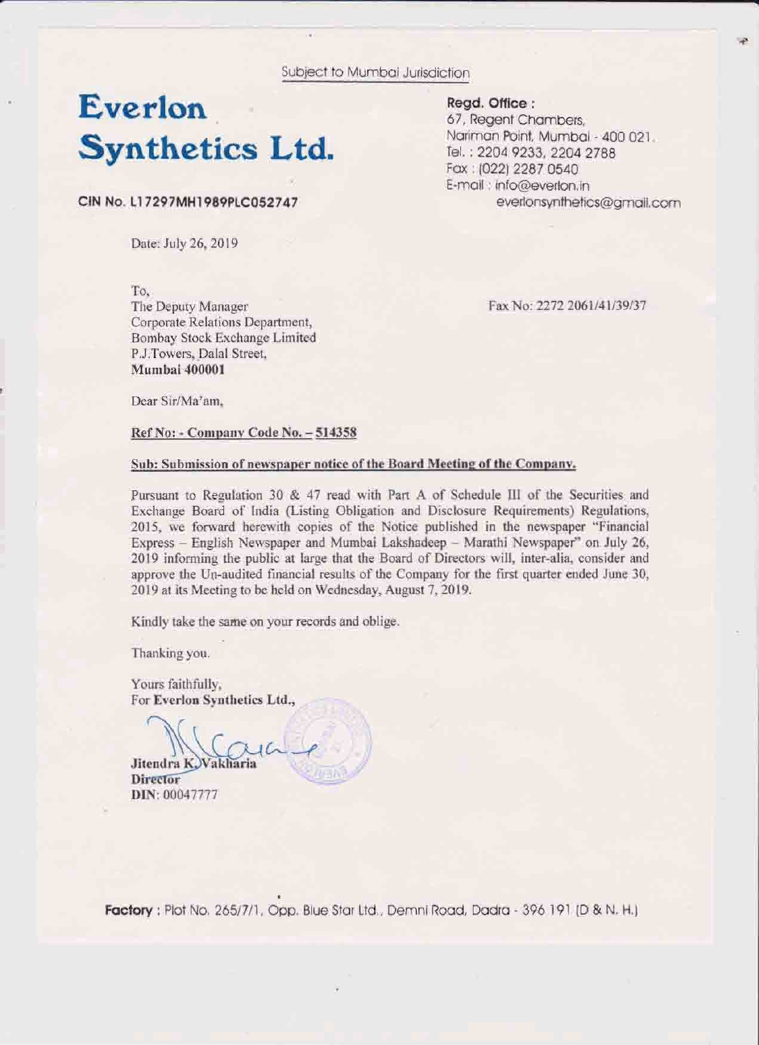Subject to Mumbai Jurisdiction

# Everlon Synthetics Ltd.

**CIN No. L17297MH1989PLC052747**

**Regd. Office :**
67, Regent Chambers,
Nariman Point, Mumbai - 400 021.
Tel. : 2204 9233, 2204 2788
Fax : (022) 2287 0540
E-mail : info@everlon.in
everlonsynthetics@gmail.com

Date: July 26, 2019

To,
The Deputy Manager
Corporate Relations Department,
Bombay Stock Exchange Limited
P.J.Towers, Dalal Street,
**Mumbai 400001**

Fax No: 2272 2061/41/39/37

Dear Sir/Ma'am,

**Ref No: - Company Code No. – 514358**

**Sub: Submission of newspaper notice of the Board Meeting of the Company.**

Pursuant to Regulation 30 & 47 read with Part A of Schedule III of the Securities and Exchange Board of India (Listing Obligation and Disclosure Requirements) Regulations, 2015, we forward herewith copies of the Notice published in the newspaper "Financial Express – English Newspaper and Mumbai Lakshadeep – Marathi Newspaper" on July 26, 2019 informing the public at large that the Board of Directors will, inter-alia, consider and approve the Un-audited financial results of the Company for the first quarter ended June 30, 2019 at its Meeting to be held on Wednesday, August 7, 2019.

Kindly take the same on your records and oblige.

Thanking you.

Yours faithfully,
For **Everlon Synthetics Ltd.,**

**Jitendra K. Vakharia**
**Director**
**DIN**: 00047777

**Factory** : Plot No. 265/7/1, Opp. Blue Star Ltd., Demni Road, Dadra - 396 191 (D & N. H.)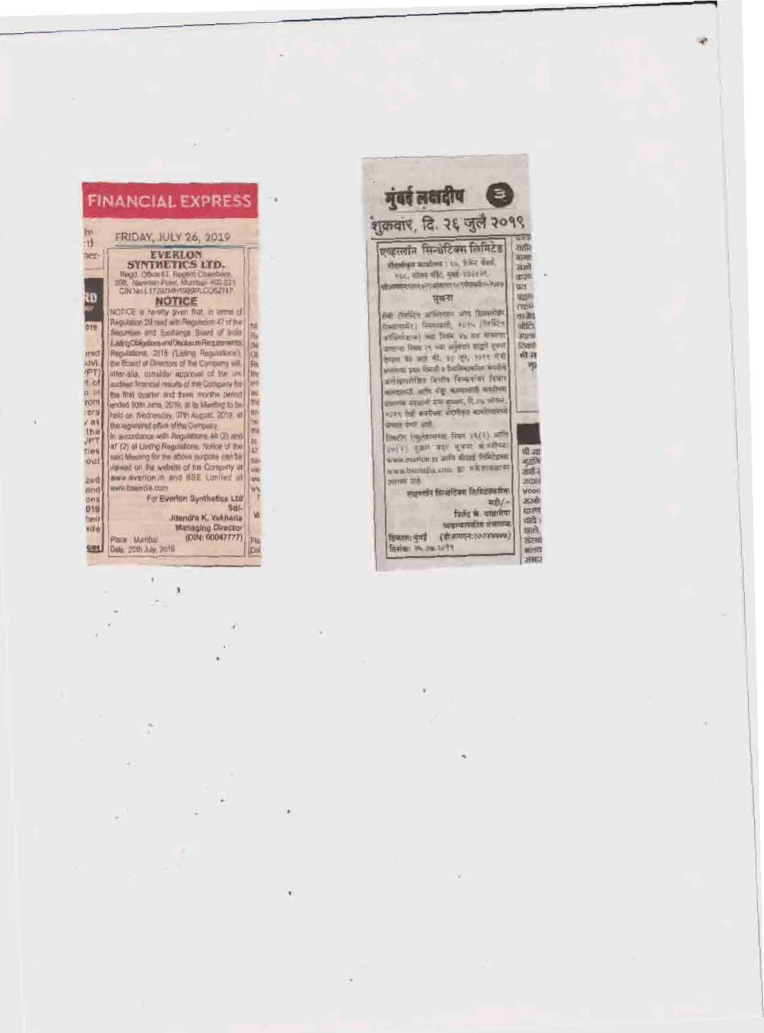## FINANCIAL EXPRESS

FRIDAY, JULY 26, 2019

### EVERLON SYNTHETICS LTD.

Regd. Office 67, Regent Chambers, 208, Nariman Point, Mumbai- 400 021
CIN No.L17297MH1989PLC052747

### NOTICE

NOTICE is hereby given that, in terms of Regulation 29 read with Regulation 47 of the Securities and Exchange Board of India (Listing Obligations and Disclosure Requirements) Regulations, 2015 ('Listing Regulations'), the Board of Directors of the Company will, inter-alia, consider approval of the un-audited financial results of the Company for the first quarter and three months period ended 30th June, 2019, at its Meeting to be held on Wednesday, 07th August, 2019, at the registered office of the Company.

In accordance with Regulations 46 (2) and 47 (2) of Listing Regulations, Notice of the said Meeting for the above purpose can be viewed on the website of the Company at www.everlon.in and BSE Limited at www.bseindia.com

For Everlon Synthetics Ltd
Sd/-
Jitendra K. Vakharia
Managing Director
(DIN: 00047777)

Place : Mumbai
Date : 25th July, 2019

---

## मुंबई लक्षदीप

शुक्रवार, दि. २६ जुलै २०१९

### एव्हरलॉन सिन्थेटिक्स लिमिटेड

नोंदणीकृत कार्यालय : ६७, रिजेंट चेंबर्स, २०८, नरीमन पॉईंट, मुंबई-४०००२१.
सीआयएन:एल१७२९७एमएच१९८९पीएलसी०५२७४७

### सूचना

सेबी (लिस्टिंग ऑब्लिगेशन ॲण्ड डिस्क्लोजर रिक्वायरमेंट) रेग्युलेशन, २०१५ (लिस्टिंग रेग्युलेशन) च्या नियम ४७ सह वाचावयाच्या नियम २९ च्या अनुसार याद्वारे सूचना देण्यात येत आहे की, ३० जून, २०१९ रोजी संपलेल्या प्रथम तिमाही व तीनमाहीकरिता कंपनीचे अलेखापरीक्षित वित्तीय निष्कर्षास विचार करण्यासाठी आणि मंजूर करण्यासाठी कंपनीच्या संचालक मंडळाची सभा बुधवार, दि.०७ ऑगस्ट, २०१९ रोजी कंपनीच्या नोंदणीकृत कार्यालयात घेण्यात येणार आहे.

लिस्टिंग रेग्युलेशनच्या नियम ४६(२) आणि ४७(२) नुसार सदर सूचना कंपनीच्या www.everlon.in आणि बीएसई लिमिटेडच्या www.bseindia.com या वेबसाईटवर उपलब्ध आहे.

एव्हरलॉन सिन्थेटिक्स लिमिटेडकरिता
सही/-
जितेंद्र के. वखारिया
व्यवस्थापकीय संचालक

ठिकाण: मुंबई (डीआयएन:०००४७७७७)
दिनांक: २५.०७.२०१९